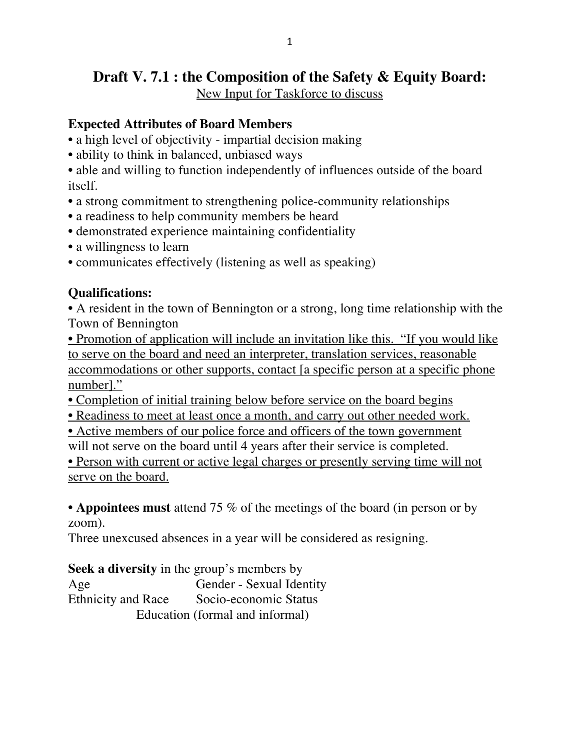# Draft V. 7.1 : the Composition of the Safety & Equity Board:

<u>New Input for Taskforce to discuss</u>

### Expected Attributes of Board Members

- a high level of objectivity - impartial decision making
- ability to think in balanced, unbiased ways
- able and willing to function independently of influences outside of the board itself.
- a strong commitment to strengthening police-community relationships
- a readiness to help community members be heard
- demonstrated experience maintaining confidentiality
- a willingness to learn
- communicates effectively (listening as well as speaking)

### Qualifications:

- A resident in the town of Bennington or a strong, long time relationship with the Town of Bennington
- <u>Promotion of application will include an invitation like this. "If you would like to serve on the board and need an interpreter, translation services, reasonable accommodations or other supports, contact [a specific person at a specific phone number]."</u>
- <u>Completion of initial training below before service on the board begins</u>
- <u>Readiness to meet at least once a month, and carry out other needed work.</u>
- <u>Active members of our police force and officers of the town government</u> will not serve on the board until 4 years after their service is completed.
- <u>Person with current or active legal charges or presently serving time will not serve on the board.</u>

- **Appointees must** attend 75 % of the meetings of the board (in person or by zoom).

Three unexcused absences in a year will be considered as resigning.

**Seek a diversity** in the group's members by

- Age
- Gender - Sexual Identity
- Ethnicity and Race
- Socio-economic Status
- Education (formal and informal)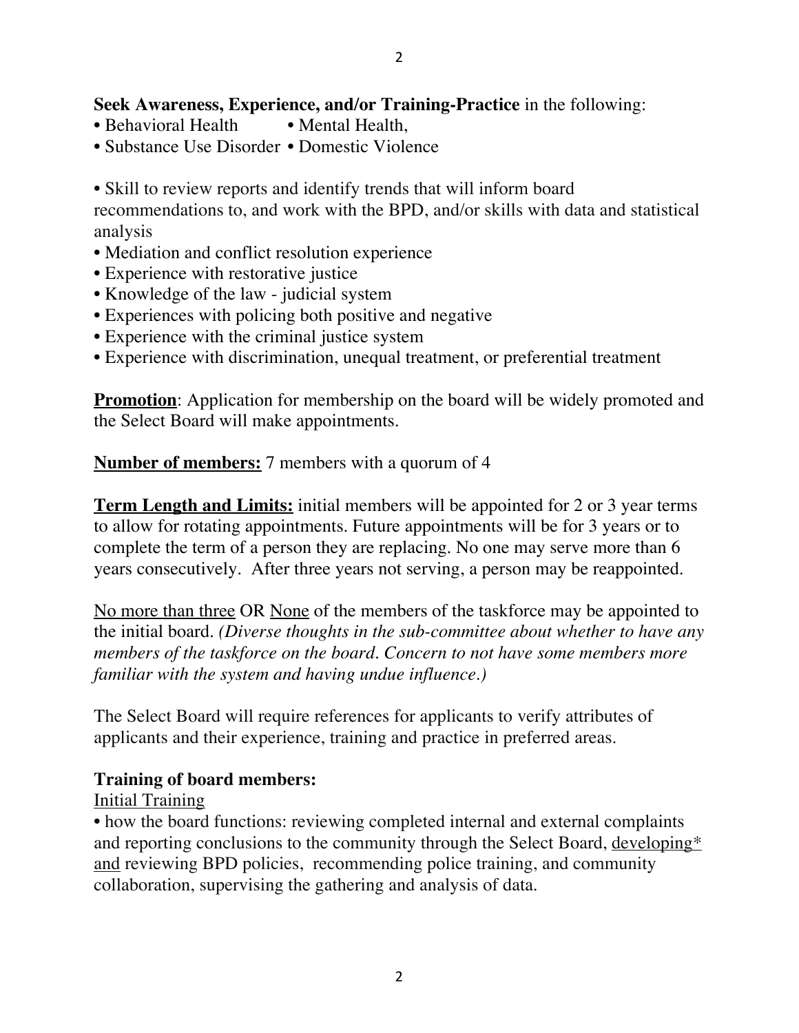**Seek Awareness, Experience, and/or Training-Practice** in the following:

- Behavioral Health
- Mental Health,
- Substance Use Disorder
- Domestic Violence

- Skill to review reports and identify trends that will inform board recommendations to, and work with the BPD, and/or skills with data and statistical analysis
- Mediation and conflict resolution experience
- Experience with restorative justice
- Knowledge of the law - judicial system
- Experiences with policing both positive and negative
- Experience with the criminal justice system
- Experience with discrimination, unequal treatment, or preferential treatment

<u>**Promotion**</u>: Application for membership on the board will be widely promoted and the Select Board will make appointments.

<u>**Number of members:**</u> 7 members with a quorum of 4

<u>**Term Length and Limits:**</u> initial members will be appointed for 2 or 3 year terms to allow for rotating appointments. Future appointments will be for 3 years or to complete the term of a person they are replacing. No one may serve more than 6 years consecutively. After three years not serving, a person may be reappointed.

<u>No more than three</u> OR <u>None</u> of the members of the taskforce may be appointed to the initial board. *(Diverse thoughts in the sub-committee about whether to have any members of the taskforce on the board. Concern to not have some members more familiar with the system and having undue influence.)*

The Select Board will require references for applicants to verify attributes of applicants and their experience, training and practice in preferred areas.

**Training of board members:**

<u>Initial Training</u>

- how the board functions: reviewing completed internal and external complaints and reporting conclusions to the community through the Select Board, <u>developing* and</u> reviewing BPD policies, recommending police training, and community collaboration, supervising the gathering and analysis of data.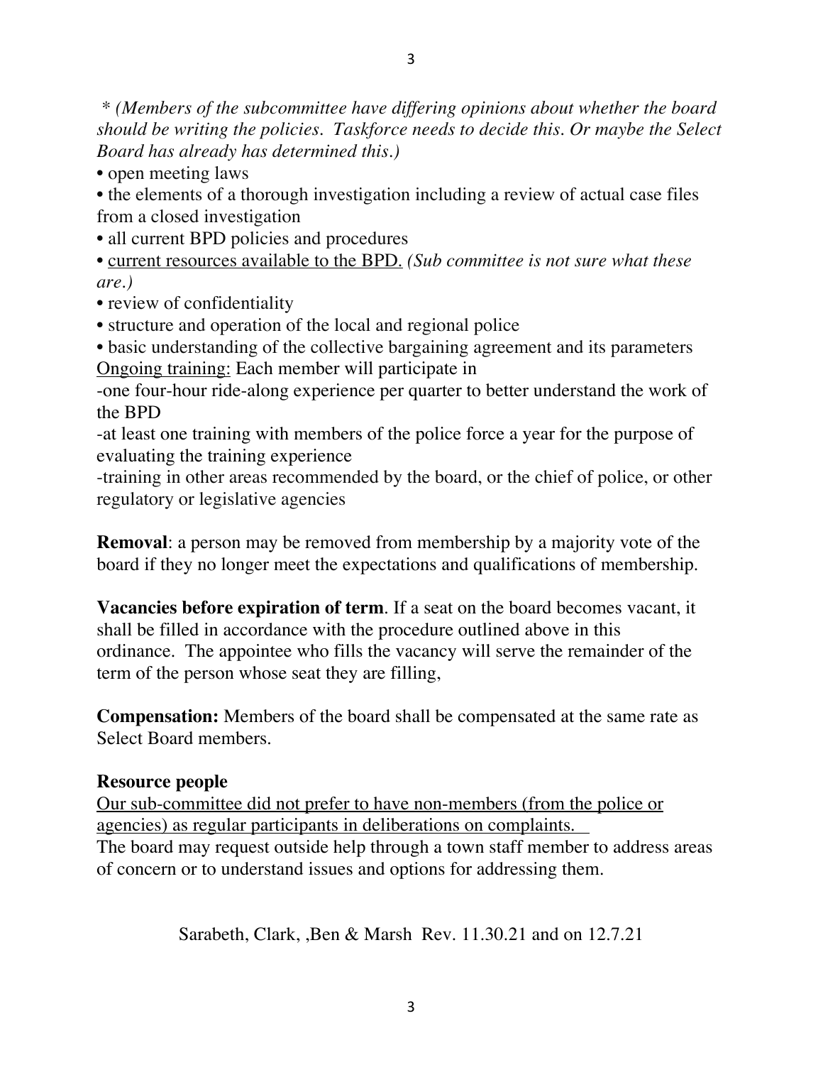*\* (Members of the subcommittee have differing opinions about whether the board should be writing the policies. Taskforce needs to decide this. Or maybe the Select Board has already has determined this.)*

• open meeting laws

• the elements of a thorough investigation including a review of actual case files from a closed investigation

• all current BPD policies and procedures

• <u>current resources available to the BPD.</u> *(Sub committee is not sure what these are.)*

• review of confidentiality

• structure and operation of the local and regional police

• basic understanding of the collective bargaining agreement and its parameters

<u>Ongoing training:</u> Each member will participate in

-one four-hour ride-along experience per quarter to better understand the work of the BPD

-at least one training with members of the police force a year for the purpose of evaluating the training experience

-training in other areas recommended by the board, or the chief of police, or other regulatory or legislative agencies

**Removal**: a person may be removed from membership by a majority vote of the board if they no longer meet the expectations and qualifications of membership.

**Vacancies before expiration of term**. If a seat on the board becomes vacant, it shall be filled in accordance with the procedure outlined above in this ordinance. The appointee who fills the vacancy will serve the remainder of the term of the person whose seat they are filling,

**Compensation:** Members of the board shall be compensated at the same rate as Select Board members.

**Resource people**

<u>Our sub-committee did not prefer to have non-members (from the police or agencies) as regular participants in deliberations on complaints.</u>

The board may request outside help through a town staff member to address areas of concern or to understand issues and options for addressing them.

Sarabeth, Clark, ,Ben & Marsh Rev. 11.30.21 and on 12.7.21